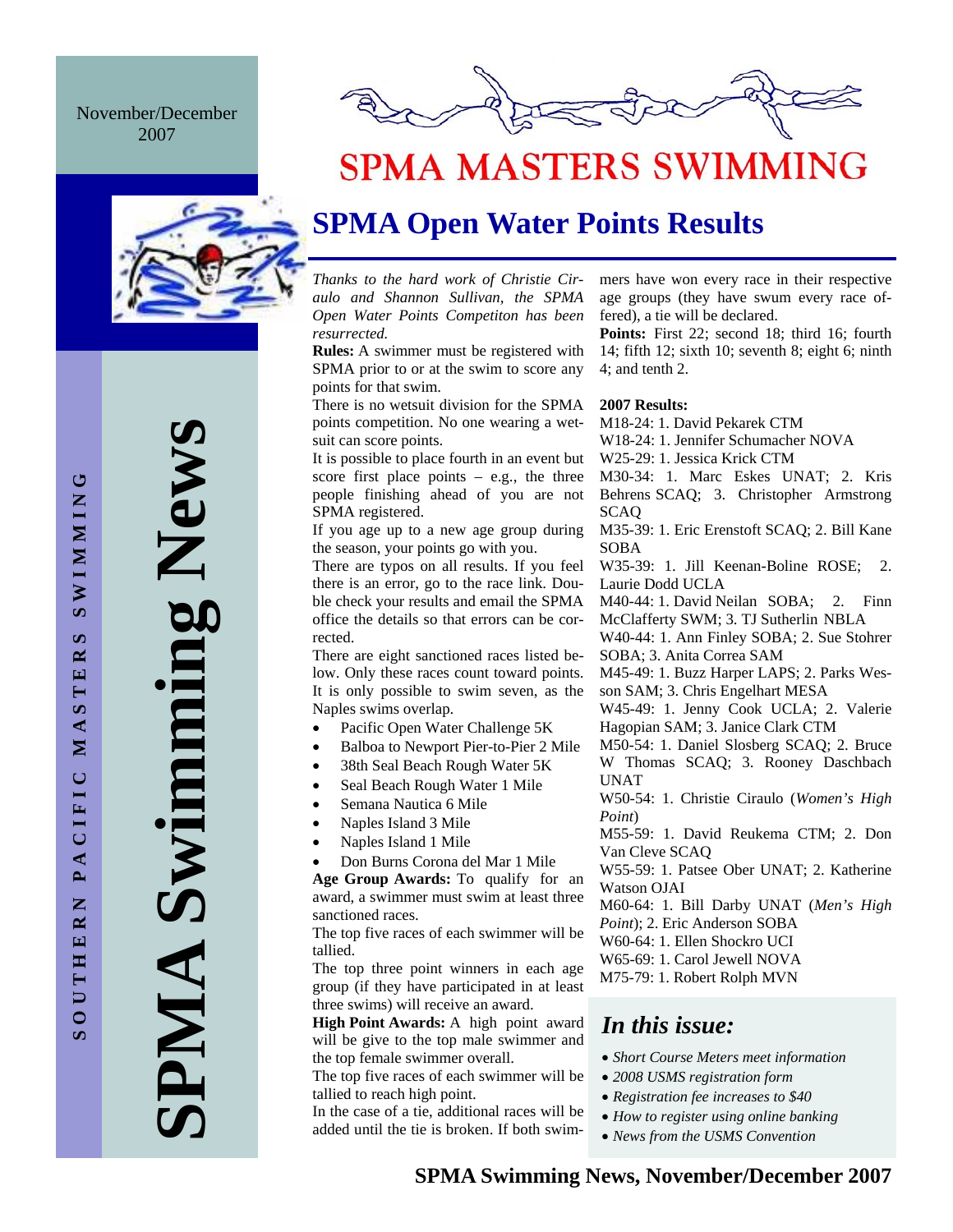November/December 2007

# SPMA MASTERS SWIMMING

SPMA Swimming News

SOUTHERN PACIFIC MASTERS SWIMMING

## SPMA Open Water Points Results

*Thanks to the hard work of Christie Ciraulo and Shannon Sullivan, the SPMA Open Water Points Competiton has been resurrected.*

**Rules:** A swimmer must be registered with SPMA prior to or at the swim to score any points for that swim.

There is no wetsuit division for the SPMA points competition. No one wearing a wetsuit can score points.

It is possible to place fourth in an event but score first place points – e.g., the three people finishing ahead of you are not SPMA registered.

If you age up to a new age group during the season, your points go with you.

There are typos on all results. If you feel there is an error, go to the race link. Double check your results and email the SPMA office the details so that errors can be corrected.

There are eight sanctioned races listed below. Only these races count toward points. It is only possible to swim seven, as the Naples swims overlap.

- Pacific Open Water Challenge 5K
- Balboa to Newport Pier-to-Pier 2 Mile
- 38th Seal Beach Rough Water 5K
- Seal Beach Rough Water 1 Mile
- Semana Nautica 6 Mile
- Naples Island 3 Mile
- Naples Island 1 Mile
- Don Burns Corona del Mar 1 Mile

**Age Group Awards:** To qualify for an award, a swimmer must swim at least three sanctioned races.

The top five races of each swimmer will be tallied.

The top three point winners in each age group (if they have participated in at least three swims) will receive an award.

**High Point Awards:** A high point award will be give to the top male swimmer and the top female swimmer overall.

The top five races of each swimmer will be tallied to reach high point.

In the case of a tie, additional races will be added until the tie is broken. If both swimmers have won every race in their respective age groups (they have swum every race offered), a tie will be declared.

**Points:** First 22; second 18; third 16; fourth 14; fifth 12; sixth 10; seventh 8; eight 6; ninth 4; and tenth 2.

**2007 Results:**

M18-24: 1. David Pekarek CTM
W18-24: 1. Jennifer Schumacher NOVA
W25-29: 1. Jessica Krick CTM
M30-34: 1. Marc Eskes UNAT; 2. Kris Behrens SCAQ; 3. Christopher Armstrong SCAQ
M35-39: 1. Eric Erenstoft SCAQ; 2. Bill Kane SOBA
W35-39: 1. Jill Keenan-Boline ROSE; 2. Laurie Dodd UCLA
M40-44: 1. David Neilan SOBA; 2. Finn McClafferty SWM; 3. TJ Sutherlin NBLA
W40-44: 1. Ann Finley SOBA; 2. Sue Stohrer SOBA; 3. Anita Correa SAM
M45-49: 1. Buzz Harper LAPS; 2. Parks Wesson SAM; 3. Chris Engelhart MESA
W45-49: 1. Jenny Cook UCLA; 2. Valerie Hagopian SAM; 3. Janice Clark CTM
M50-54: 1. Daniel Slosberg SCAQ; 2. Bruce W Thomas SCAQ; 3. Rooney Daschbach UNAT
W50-54: 1. Christie Ciraulo (*Women's High Point*)
M55-59: 1. David Reukema CTM; 2. Don Van Cleve SCAQ
W55-59: 1. Patsee Ober UNAT; 2. Katherine Watson OJAI
M60-64: 1. Bill Darby UNAT (*Men's High Point*); 2. Eric Anderson SOBA
W60-64: 1. Ellen Shockro UCI
W65-69: 1. Carol Jewell NOVA
M75-79: 1. Robert Rolph MVN

### *In this issue:*

- *Short Course Meters meet information*
- *2008 USMS registration form*
- *Registration fee increases to $40*
- *How to register using online banking*
- *News from the USMS Convention*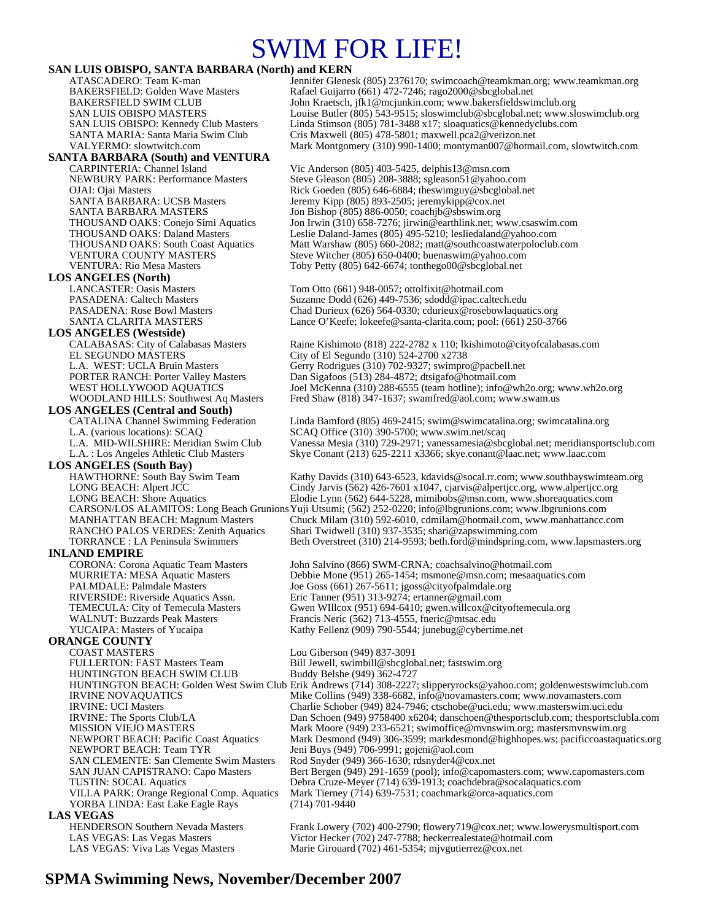# SWIM FOR LIFE!

**SAN LUIS OBISPO, SANTA BARBARA (North) and KERN**

| | |
|---|---|
| ATASCADERO: Team K-man | Jennifer Glenesk (805) 2376170; swimcoach@teamkman.org; www.teamkman.org |
| BAKERSFIELD: Golden Wave Masters | Rafael Guijarro (661) 472-7246; rago2000@sbcglobal.net |
| BAKERSFIELD SWIM CLUB | John Kraetsch, jfk1@mcjunkin.com; www.bakersfieldswimclub.org |
| SAN LUIS OBISPO MASTERS | Louise Butler (805) 543-9515; sloswimclub@sbcglobal.net; www.sloswimclub.org |
| SAN LUIS OBISPO: Kennedy Club Masters | Linda Stimson (805) 781-3488 x17; sloaquatics@kennedyclubs.com |
| SANTA MARIA: Santa Maria Swim Club | Cris Maxwell (805) 478-5801; maxwell.pca2@verizon.net |
| VALYERMO: slowtwitch.com | Mark Montgomery (310) 990-1400; montyman007@hotmail.com, slowtwitch.com |

**SANTA BARBARA (South) and VENTURA**

| | |
|---|---|
| CARPINTERIA: Channel Island | Vic Anderson (805) 403-5425, delphis13@msn.com |
| NEWBURY PARK: Performance Masters | Steve Gleason (805) 208-3888; sgleason51@yahoo.com |
| OJAI: Ojai Masters | Rick Goeden (805) 646-6884; theswimguy@sbcglobal.net |
| SANTA BARBARA: UCSB Masters | Jeremy Kipp (805) 893-2505; jeremykipp@cox.net |
| SANTA BARBARA MASTERS | Jon Bishop (805) 886-0050; coachjb@sbswim.org |
| THOUSAND OAKS: Conejo Simi Aquatics | Jon Irwin (310) 658-7276; jirwin@earthlink.net; www.csaswim.com |
| THOUSAND OAKS: Daland Masters | Leslie Daland-James (805) 495-5210; lesliedaland@yahoo.com |
| THOUSAND OAKS: South Coast Aquatics | Matt Warshaw (805) 660-2082; matt@southcoastwaterpoloclub.com |
| VENTURA COUNTY MASTERS | Steve Witcher (805) 650-0400; buenaswim@yahoo.com |
| VENTURA: Rio Mesa Masters | Toby Petty (805) 642-6674; tonthego00@sbcglobal.net |

**LOS ANGELES (North)**

| | |
|---|---|
| LANCASTER: Oasis Masters | Tom Otto (661) 948-0057; ottolfixit@hotmail.com |
| PASADENA: Caltech Masters | Suzanne Dodd (626) 449-7536; sdodd@ipac.caltech.edu |
| PASADENA: Rose Bowl Masters | Chad Durieux (626) 564-0330; cdurieux@rosebowlaquatics.org |
| SANTA CLARITA MASTERS | Lance O'Keefe; lokeefe@santa-clarita.com; pool: (661) 250-3766 |

**LOS ANGELES (Westside)**

| | |
|---|---|
| CALABASAS: City of Calabasas Masters | Raine Kishimoto (818) 222-2782 x 110; lkishimoto@cityofcalabasas.com |
| EL SEGUNDO MASTERS | City of El Segundo (310) 524-2700 x2738 |
| L.A. WEST: UCLA Bruin Masters | Gerry Rodrigues (310) 702-9327; swimpro@pacbell.net |
| PORTER RANCH: Porter Valley Masters | Dan Sigafoos (513) 284-4872; dtsigafo@hotmail.com |
| WEST HOLLYWOOD AQUATICS | Joel McKenna (310) 288-6555 (team hotline); info@wh2o.org; www.wh2o.org |
| WOODLAND HILLS: Southwest Aq Masters | Fred Shaw (818) 347-1637; swamfred@aol.com; www.swam.us |

**LOS ANGELES (Central and South)**

| | |
|---|---|
| CATALINA Channel Swimming Federation | Linda Bamford (805) 469-2415; swim@swimcatalina.org; swimcatalina.org |
| L.A. (various locations): SCAQ | SCAQ Office (310) 390-5700; www.swim.net/scaq |
| L.A. MID-WILSHIRE: Meridian Swim Club | Vanessa Mesia (310) 729-2971; vanessamesia@sbcglobal.net; meridiansportsclub.com |
| L.A. : Los Angeles Athletic Club Masters | Skye Conant (213) 625-2211 x3366; skye.conant@laac.net; www.laac.com |

**LOS ANGELES (South Bay)**

| | |
|---|---|
| HAWTHORNE: South Bay Swim Team | Kathy Davids (310) 643-6523, kdavids@socal.rr.com; www.southbayswimteam.org |
| LONG BEACH: Alpert JCC | Cindy Jarvis (562) 426-7601 x1047, cjarvis@alpertjcc.org, www.alpertjcc.org |
| LONG BEACH: Shore Aquatics | Elodie Lynn (562) 644-5228, mimibobs@msn.com, www.shoreaquatics.com |
| CARSON/LOS ALAMITOS: Long Beach Grunions | Yuji Utsumi; (562) 252-0220; info@lbgrunions.com; www.lbgrunions.com |
| MANHATTAN BEACH: Magnum Masters | Chuck Milam (310) 592-6010, cdmilam@hotmail.com, www.manhattancc.com |
| RANCHO PALOS VERDES: Zenith Aquatics | Shari Twidwell (310) 937-3535; shari@zapswimming.com |
| TORRANCE : LA Peninsula Swimmers | Beth Overstreet (310) 214-9593; beth.ford@mindspring.com, www.lapsmasters.org |

**INLAND EMPIRE**

| | |
|---|---|
| CORONA: Corona Aquatic Team Masters | John Salvino (866) SWM-CRNA; coachsalvino@hotmail.com |
| MURRIETA: MESA Aquatic Masters | Debbie Mone (951) 265-1454; msmone@msn.com; mesaaquatics.com |
| PALMDALE: Palmdale Masters | Joe Goss (661) 267-5611; jgoss@cityofpalmdale.org |
| RIVERSIDE: Riverside Aquatics Assn. | Eric Tanner (951) 313-9274; ertanner@gmail.com |
| TEMECULA: City of Temecula Masters | Gwen WIllcox (951) 694-6410; gwen.willcox@cityoftemecula.org |
| WALNUT: Buzzards Peak Masters | Francis Neric (562) 713-4555, fneric@mtsac.edu |
| YUCAIPA: Masters of Yucaipa | Kathy Fellenz (909) 790-5544; junebug@cybertime.net |

**ORANGE COUNTY**

| | |
|---|---|
| COAST MASTERS | Lou Giberson (949) 837-3091 |
| FULLERTON: FAST Masters Team | Bill Jewell, swimbill@sbcglobal.net; fastswim.org |
| HUNTINGTON BEACH SWIM CLUB | Buddy Belshe (949) 362-4727 |
| HUNTINGTON BEACH: Golden West Swim Club | Erik Andrews (714) 308-2227; slipperyrocks@yahoo.com; goldenwestswimclub.com |
| IRVINE NOVAQUATICS | Mike Collins (949) 338-6682, info@novamasters.com; www.novamasters.com |
| IRVINE: UCI Masters | Charlie Schober (949) 824-7946; ctschobe@uci.edu; www.masterswim.uci.edu |
| IRVINE: The Sports Club/LA | Dan Schoen (949) 9758400 x6204; danschoen@thesportsclub.com; thesportsclubla.com |
| MISSION VIEJO MASTERS | Mark Moore (949) 233-6521; swimoffice@mvnswim.org; mastersmvnswim.org |
| NEWPORT BEACH: Pacific Coast Aquatics | Mark Desmond (949) 306-3599; markdesmond@highhopes.ws; pacificcoastaquatics.org |
| NEWPORT BEACH: Team TYR | Jeni Buys (949) 706-9991; gojeni@aol.com |
| SAN CLEMENTE: San Clemente Swim Masters | Rod Snyder (949) 366-1630; rdsnyder4@cox.net |
| SAN JUAN CAPISTRANO: Capo Masters | Bert Bergen (949) 291-1659 (pool); info@capomasters.com; www.capomasters.com |
| TUSTIN: SOCAL Aquatics | Debra Cruze-Meyer (714) 639-1913; coachdebra@socalaquatics.com |
| VILLA PARK: Orange Regional Comp. Aquatics | Mark Tierney (714) 639-7531; coachmark@orca-aquatics.com |
| YORBA LINDA: East Lake Eagle Rays | (714) 701-9440 |

**LAS VEGAS**

| | |
|---|---|
| HENDERSON Southern Nevada Masters | Frank Lowery (702) 400-2790; flowery719@cox.net; www.lowerysmultisport.com |
| LAS VEGAS: Las Vegas Masters | Victor Hecker (702) 247-7788; heckerrealestate@hotmail.com |
| LAS VEGAS: Viva Las Vegas Masters | Marie Girouard (702) 461-5354; mjvgutierrez@cox.net |

**SPMA Swimming News, November/December 2007**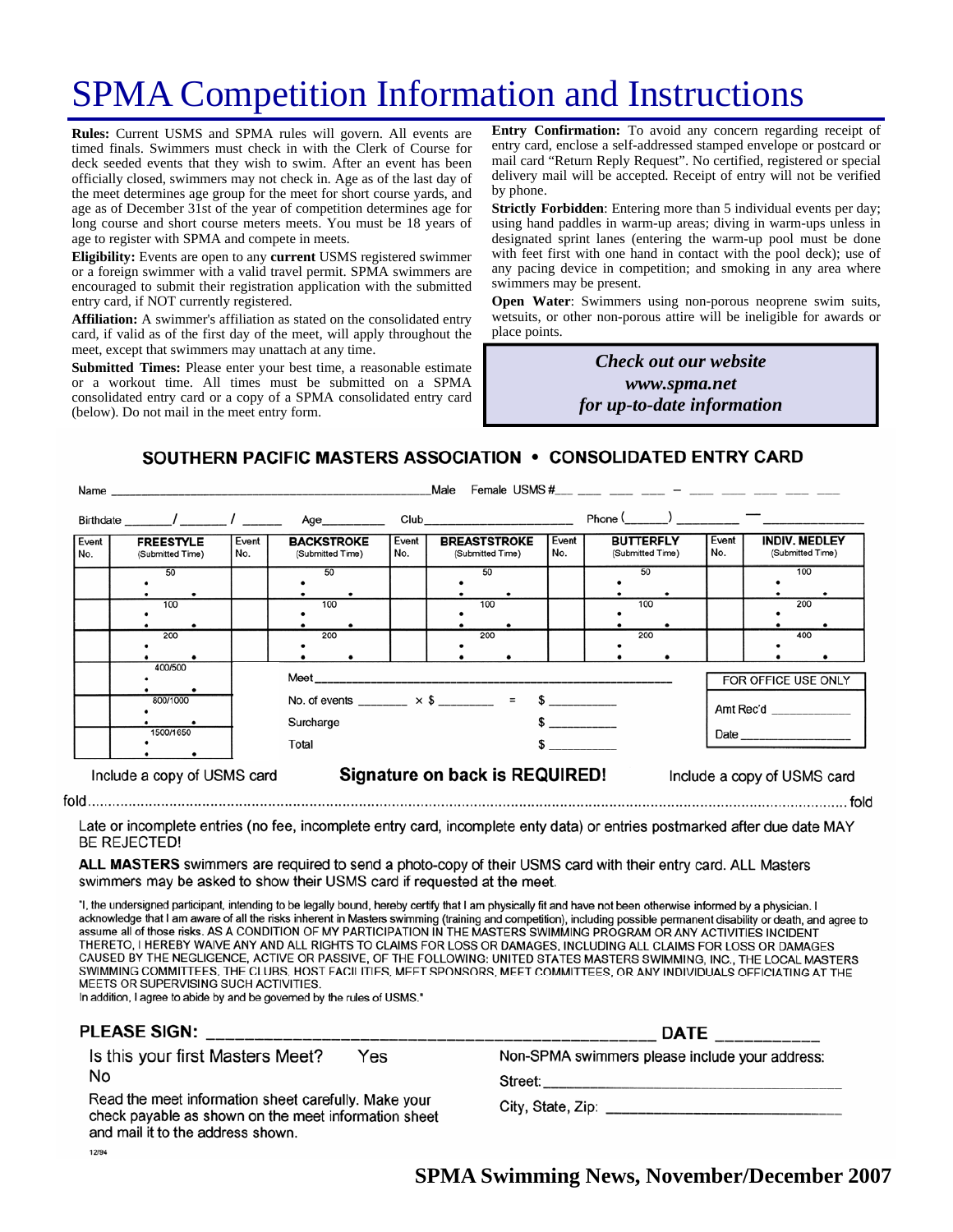# SPMA Competition Information and Instructions

**Rules:** Current USMS and SPMA rules will govern. All events are timed finals. Swimmers must check in with the Clerk of Course for deck seeded events that they wish to swim. After an event has been officially closed, swimmers may not check in. Age as of the last day of the meet determines age group for the meet for short course yards, and age as of December 31st of the year of competition determines age for long course and short course meters meets. You must be 18 years of age to register with SPMA and compete in meets.

**Eligibility:** Events are open to any **current** USMS registered swimmer or a foreign swimmer with a valid travel permit. SPMA swimmers are encouraged to submit their registration application with the submitted entry card, if NOT currently registered.

**Affiliation:** A swimmer's affiliation as stated on the consolidated entry card, if valid as of the first day of the meet, will apply throughout the meet, except that swimmers may unattach at any time.

**Submitted Times:** Please enter your best time, a reasonable estimate or a workout time. All times must be submitted on a SPMA consolidated entry card or a copy of a SPMA consolidated entry card (below). Do not mail in the meet entry form.

**Entry Confirmation:** To avoid any concern regarding receipt of entry card, enclose a self-addressed stamped envelope or postcard or mail card "Return Reply Request". No certified, registered or special delivery mail will be accepted. Receipt of entry will not be verified by phone.

**Strictly Forbidden**: Entering more than 5 individual events per day; using hand paddles in warm-up areas; diving in warm-ups unless in designated sprint lanes (entering the warm-up pool must be done with feet first with one hand in contact with the pool deck); use of any pacing device in competition; and smoking in any area where swimmers may be present.

**Open Water**: Swimmers using non-porous neoprene swim suits, wetsuits, or other non-porous attire will be ineligible for awards or place points.

***Check out our website***
***www.spma.net***
***for up-to-date information***

## SOUTHERN PACIFIC MASTERS ASSOCIATION • CONSOLIDATED ENTRY CARD

Name ______________________________ Male Female USMS #___ ___ ___ ___ – ___ ___ ___ ___ ___

Birthdate ______/ ______/ ______ Age________ Club____________________ Phone (______) ________ — ____________

| Event No. | FREESTYLE (Submitted Time) | Event No. | BACKSTROKE (Submitted Time) | Event No. | BREASTSTROKE (Submitted Time) | Event No. | BUTTERFLY (Submitted Time) | Event No. | INDIV. MEDLEY (Submitted Time) |
|---|---|---|---|---|---|---|---|---|---|
| | 50 | | 50 | | 50 | | 50 | | 100 |
| | 100 | | 100 | | 100 | | 100 | | 200 |
| | 200 | | 200 | | 200 | | 200 | | 400 |
| | 400/500 | | | | | | | | |
| | 800/1000 | | | | | | | | |
| | 1500/1650 | | | | | | | | |

Meet ______________________________

No. of events _______ × $ _______ = $ _________

Surcharge $ _________

Total $ _________

FOR OFFICE USE ONLY
Amt Rec'd ___________
Date ______________

Include a copy of USMS card **Signature on back is REQUIRED!** Include a copy of USMS card

fold .................................................................................................................................................... fold

Late or incomplete entries (no fee, incomplete entry card, incomplete enty data) or entries postmarked after due date MAY BE REJECTED!

**ALL MASTERS** swimmers are required to send a photo-copy of their USMS card with their entry card. ALL Masters swimmers may be asked to show their USMS card if requested at the meet.

"I, the undersigned participant, intending to be legally bound, hereby certify that I am physically fit and have not been otherwise informed by a physician. I acknowledge that I am aware of all the risks inherent in Masters swimming (training and competition), including possible permanent disability or death, and agree to assume all of those risks. AS A CONDITION OF MY PARTICIPATION IN THE MASTERS SWIMMING PROGRAM OR ANY ACTIVITIES INCIDENT THERETO, I HEREBY WAIVE ANY AND ALL RIGHTS TO CLAIMS FOR LOSS OR DAMAGES, INCLUDING ALL CLAIMS FOR LOSS OR DAMAGES CAUSED BY THE NEGLIGENCE, ACTIVE OR PASSIVE, OF THE FOLLOWING: UNITED STATES MASTERS SWIMMING, INC., THE LOCAL MASTERS SWIMMING COMMITTEES, THE CLUBS, HOST FACILITIES, MEET SPONSORS, MEET COMMITTEES, OR ANY INDIVIDUALS OFFICIATING AT THE MEETS OR SUPERVISING SUCH ACTIVITIES.
In addition, I agree to abide by and be governed by the rules of USMS."

**PLEASE SIGN:** ______________________________ **DATE** __________

Is this your first Masters Meet? Yes No

Read the meet information sheet carefully. Make your check payable as shown on the meet information sheet and mail it to the address shown.

Non-SPMA swimmers please include your address:

Street: ______________________________

City, State, Zip: ______________________________

12/94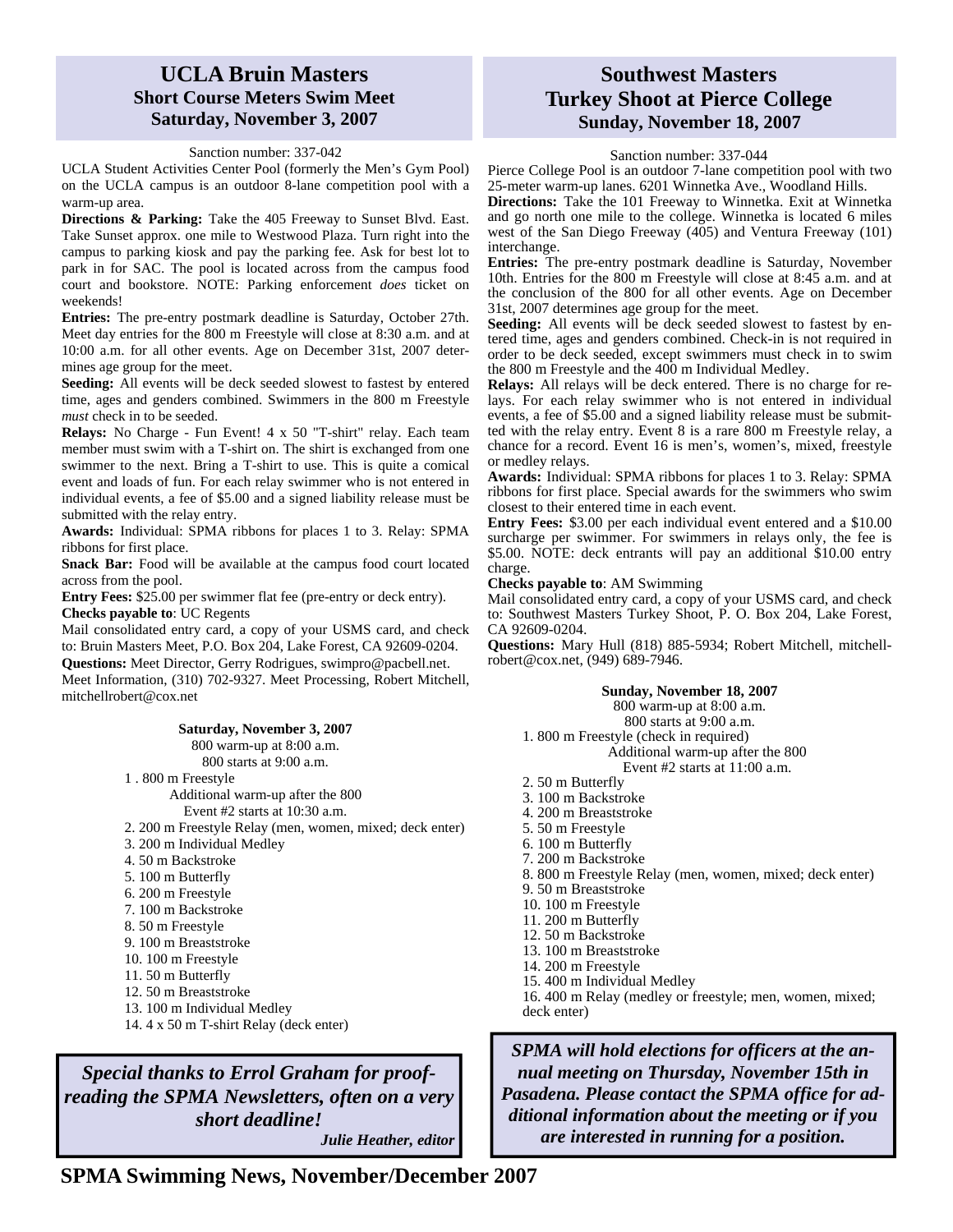## UCLA Bruin Masters
### Short Course Meters Swim Meet
### Saturday, November 3, 2007

Sanction number: 337-042

UCLA Student Activities Center Pool (formerly the Men's Gym Pool) on the UCLA campus is an outdoor 8-lane competition pool with a warm-up area.

**Directions & Parking:** Take the 405 Freeway to Sunset Blvd. East. Take Sunset approx. one mile to Westwood Plaza. Turn right into the campus to parking kiosk and pay the parking fee. Ask for best lot to park in for SAC. The pool is located across from the campus food court and bookstore. NOTE: Parking enforcement *does* ticket on weekends!

**Entries:** The pre-entry postmark deadline is Saturday, October 27th. Meet day entries for the 800 m Freestyle will close at 8:30 a.m. and at 10:00 a.m. for all other events. Age on December 31st, 2007 determines age group for the meet.

**Seeding:** All events will be deck seeded slowest to fastest by entered time, ages and genders combined. Swimmers in the 800 m Freestyle *must* check in to be seeded.

**Relays:** No Charge - Fun Event! 4 x 50 "T-shirt" relay. Each team member must swim with a T-shirt on. The shirt is exchanged from one swimmer to the next. Bring a T-shirt to use. This is quite a comical event and loads of fun. For each relay swimmer who is not entered in individual events, a fee of $5.00 and a signed liability release must be submitted with the relay entry.

**Awards:** Individual: SPMA ribbons for places 1 to 3. Relay: SPMA ribbons for first place.

**Snack Bar:** Food will be available at the campus food court located across from the pool.

**Entry Fees:** $25.00 per swimmer flat fee (pre-entry or deck entry).

**Checks payable to**: UC Regents

Mail consolidated entry card, a copy of your USMS card, and check to: Bruin Masters Meet, P.O. Box 204, Lake Forest, CA 92609-0204.

**Questions:** Meet Director, Gerry Rodrigues, swimpro@pacbell.net. Meet Information, (310) 702-9327. Meet Processing, Robert Mitchell, mitchellrobert@cox.net

**Saturday, November 3, 2007**

800 warm-up at 8:00 a.m.
800 starts at 9:00 a.m.

1 . 800 m Freestyle
   Additional warm-up after the 800
   Event #2 starts at 10:30 a.m.
2. 200 m Freestyle Relay (men, women, mixed; deck enter)
3. 200 m Individual Medley
4. 50 m Backstroke
5. 100 m Butterfly
6. 200 m Freestyle
7. 100 m Backstroke
8. 50 m Freestyle
9. 100 m Breaststroke
10. 100 m Freestyle
11. 50 m Butterfly
12. 50 m Breaststroke
13. 100 m Individual Medley
14. 4 x 50 m T-shirt Relay (deck enter)

***Special thanks to Errol Graham for proofreading the SPMA Newsletters, often on a very short deadline!***

***Julie Heather, editor***

## Southwest Masters
## Turkey Shoot at Pierce College
### Sunday, November 18, 2007

Sanction number: 337-044

Pierce College Pool is an outdoor 7-lane competition pool with two 25-meter warm-up lanes. 6201 Winnetka Ave., Woodland Hills.

**Directions:** Take the 101 Freeway to Winnetka. Exit at Winnetka and go north one mile to the college. Winnetka is located 6 miles west of the San Diego Freeway (405) and Ventura Freeway (101) interchange.

**Entries:** The pre-entry postmark deadline is Saturday, November 10th. Entries for the 800 m Freestyle will close at 8:45 a.m. and at the conclusion of the 800 for all other events. Age on December 31st, 2007 determines age group for the meet.

**Seeding:** All events will be deck seeded slowest to fastest by entered time, ages and genders combined. Check-in is not required in order to be deck seeded, except swimmers must check in to swim the 800 m Freestyle and the 400 m Individual Medley.

**Relays:** All relays will be deck entered. There is no charge for relays. For each relay swimmer who is not entered in individual events, a fee of $5.00 and a signed liability release must be submitted with the relay entry. Event 8 is a rare 800 m Freestyle relay, a chance for a record. Event 16 is men's, women's, mixed, freestyle or medley relays.

**Awards:** Individual: SPMA ribbons for places 1 to 3. Relay: SPMA ribbons for first place. Special awards for the swimmers who swim closest to their entered time in each event.

**Entry Fees:** $3.00 per each individual event entered and a $10.00 surcharge per swimmer. For swimmers in relays only, the fee is $5.00. NOTE: deck entrants will pay an additional $10.00 entry charge.

**Checks payable to**: AM Swimming

Mail consolidated entry card, a copy of your USMS card, and check to: Southwest Masters Turkey Shoot, P. O. Box 204, Lake Forest, CA 92609-0204.

**Questions:** Mary Hull (818) 885-5934; Robert Mitchell, mitchellrobert@cox.net, (949) 689-7946.

**Sunday, November 18, 2007**

800 warm-up at 8:00 a.m.
800 starts at 9:00 a.m.

1. 800 m Freestyle (check in required)
   Additional warm-up after the 800
   Event #2 starts at 11:00 a.m.
2. 50 m Butterfly
3. 100 m Backstroke
4. 200 m Breaststroke
5. 50 m Freestyle
6. 100 m Butterfly
7. 200 m Backstroke
8. 800 m Freestyle Relay (men, women, mixed; deck enter)
9. 50 m Breaststroke
10. 100 m Freestyle
11. 200 m Butterfly
12. 50 m Backstroke
13. 100 m Breaststroke
14. 200 m Freestyle
15. 400 m Individual Medley
16. 400 m Relay (medley or freestyle; men, women, mixed; deck enter)

***SPMA will hold elections for officers at the annual meeting on Thursday, November 15th in Pasadena. Please contact the SPMA office for additional information about the meeting or if you are interested in running for a position.***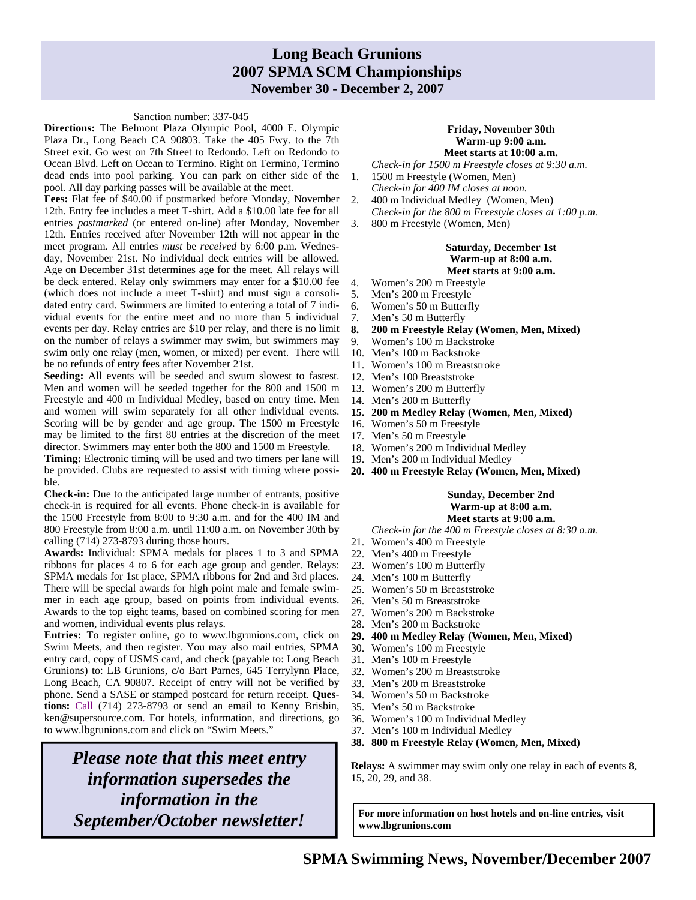# Long Beach Grunions
## 2007 SPMA SCM Championships
### November 30 - December 2, 2007

Sanction number: 337-045

**Directions:** The Belmont Plaza Olympic Pool, 4000 E. Olympic Plaza Dr., Long Beach CA 90803. Take the 405 Fwy. to the 7th Street exit. Go west on 7th Street to Redondo. Left on Redondo to Ocean Blvd. Left on Ocean to Termino. Right on Termino, Termino dead ends into pool parking. You can park on either side of the pool. All day parking passes will be available at the meet.

**Fees:** Flat fee of $40.00 if postmarked before Monday, November 12th. Entry fee includes a meet T-shirt. Add a $10.00 late fee for all entries *postmarked* (or entered on-line) after Monday, November 12th. Entries received after November 12th will not appear in the meet program. All entries *must* be *received* by 6:00 p.m. Wednesday, November 21st. No individual deck entries will be allowed. Age on December 31st determines age for the meet. All relays will be deck entered. Relay only swimmers may enter for a $10.00 fee (which does not include a meet T-shirt) and must sign a consolidated entry card. Swimmers are limited to entering a total of 7 individual events for the entire meet and no more than 5 individual events per day. Relay entries are $10 per relay, and there is no limit on the number of relays a swimmer may swim, but swimmers may swim only one relay (men, women, or mixed) per event. There will be no refunds of entry fees after November 21st.

**Seeding:** All events will be seeded and swum slowest to fastest. Men and women will be seeded together for the 800 and 1500 m Freestyle and 400 m Individual Medley, based on entry time. Men and women will swim separately for all other individual events. Scoring will be by gender and age group. The 1500 m Freestyle may be limited to the first 80 entries at the discretion of the meet director. Swimmers may enter both the 800 and 1500 m Freestyle.

**Timing:** Electronic timing will be used and two timers per lane will be provided. Clubs are requested to assist with timing where possible.

**Check-in:** Due to the anticipated large number of entrants, positive check-in is required for all events. Phone check-in is available for the 1500 Freestyle from 8:00 to 9:30 a.m. and for the 400 IM and 800 Freestyle from 8:00 a.m. until 11:00 a.m. on November 30th by calling (714) 273-8793 during those hours.

**Awards:** Individual: SPMA medals for places 1 to 3 and SPMA ribbons for places 4 to 6 for each age group and gender. Relays: SPMA medals for 1st place, SPMA ribbons for 2nd and 3rd places. There will be special awards for high point male and female swimmer in each age group, based on points from individual events. Awards to the top eight teams, based on combined scoring for men and women, individual events plus relays.

**Entries:** To register online, go to www.lbgrunions.com, click on Swim Meets, and then register. You may also mail entries, SPMA entry card, copy of USMS card, and check (payable to: Long Beach Grunions) to: LB Grunions, c/o Bart Parnes, 645 Terrylynn Place, Long Beach, CA 90807. Receipt of entry will not be verified by phone. Send a SASE or stamped postcard for return receipt. **Questions:** Call (714) 273-8793 or send an email to Kenny Brisbin, ken@supersource.com. For hotels, information, and directions, go to www.lbgrunions.com and click on "Swim Meets."

***Please note that this meet entry information supersedes the information in the September/October newsletter!***

**Friday, November 30th**
**Warm-up 9:00 a.m.**
**Meet starts at 10:00 a.m.**

*Check-in for 1500 m Freestyle closes at 9:30 a.m.*

1. 1500 m Freestyle (Women, Men)

*Check-in for 400 IM closes at noon.*

2. 400 m Individual Medley (Women, Men)

*Check-in for the 800 m Freestyle closes at 1:00 p.m.*

3. 800 m Freestyle (Women, Men)

**Saturday, December 1st**
**Warm-up at 8:00 a.m.**
**Meet starts at 9:00 a.m.**

4. Women's 200 m Freestyle
5. Men's 200 m Freestyle
6. Women's 50 m Butterfly
7. Men's 50 m Butterfly
8. **200 m Freestyle Relay (Women, Men, Mixed)**
9. Women's 100 m Backstroke
10. Men's 100 m Backstroke
11. Women's 100 m Breaststroke
12. Men's 100 Breaststroke
13. Women's 200 m Butterfly
14. Men's 200 m Butterfly
15. **200 m Medley Relay (Women, Men, Mixed)**
16. Women's 50 m Freestyle
17. Men's 50 m Freestyle
18. Women's 200 m Individual Medley
19. Men's 200 m Individual Medley
20. **400 m Freestyle Relay (Women, Men, Mixed)**

**Sunday, December 2nd**
**Warm-up at 8:00 a.m.**
**Meet starts at 9:00 a.m.**

*Check-in for the 400 m Freestyle closes at 8:30 a.m.*

21. Women's 400 m Freestyle
22. Men's 400 m Freestyle
23. Women's 100 m Butterfly
24. Men's 100 m Butterfly
25. Women's 50 m Breaststroke
26. Men's 50 m Breaststroke
27. Women's 200 m Backstroke
28. Men's 200 m Backstroke
29. **400 m Medley Relay (Women, Men, Mixed)**
30. Women's 100 m Freestyle
31. Men's 100 m Freestyle
32. Women's 200 m Breaststroke
33. Men's 200 m Breaststroke
34. Women's 50 m Backstroke
35. Men's 50 m Backstroke
36. Women's 100 m Individual Medley
37. Men's 100 m Individual Medley
38. **800 m Freestyle Relay (Women, Men, Mixed)**

**Relays:** A swimmer may swim only one relay in each of events 8, 15, 20, 29, and 38.

**For more information on host hotels and on-line entries, visit www.lbgrunions.com**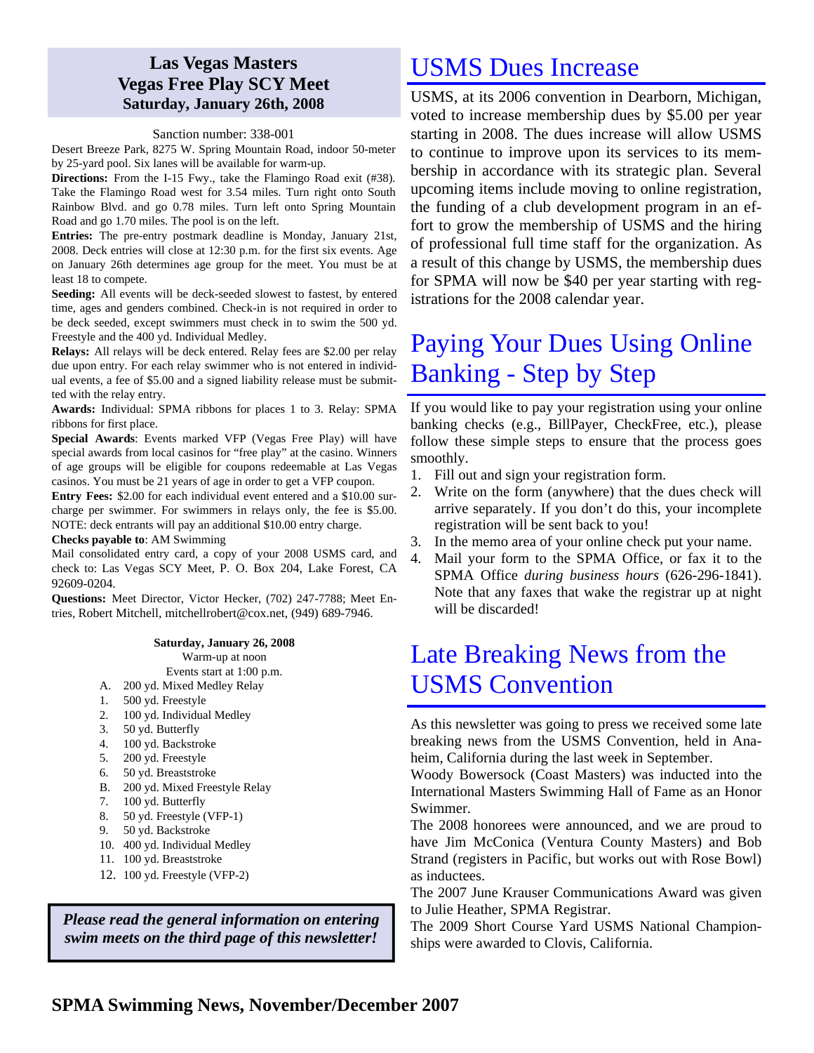## Las Vegas Masters
## Vegas Free Play SCY Meet
### Saturday, January 26th, 2008

Sanction number: 338-001

Desert Breeze Park, 8275 W. Spring Mountain Road, indoor 50-meter by 25-yard pool. Six lanes will be available for warm-up.

**Directions:** From the I-15 Fwy., take the Flamingo Road exit (#38). Take the Flamingo Road west for 3.54 miles. Turn right onto South Rainbow Blvd. and go 0.78 miles. Turn left onto Spring Mountain Road and go 1.70 miles. The pool is on the left.

**Entries:** The pre-entry postmark deadline is Monday, January 21st, 2008. Deck entries will close at 12:30 p.m. for the first six events. Age on January 26th determines age group for the meet. You must be at least 18 to compete.

**Seeding:** All events will be deck-seeded slowest to fastest, by entered time, ages and genders combined. Check-in is not required in order to be deck seeded, except swimmers must check in to swim the 500 yd. Freestyle and the 400 yd. Individual Medley.

**Relays:** All relays will be deck entered. Relay fees are $2.00 per relay due upon entry. For each relay swimmer who is not entered in individual events, a fee of $5.00 and a signed liability release must be submitted with the relay entry.

**Awards:** Individual: SPMA ribbons for places 1 to 3. Relay: SPMA ribbons for first place.

**Special Awards**: Events marked VFP (Vegas Free Play) will have special awards from local casinos for "free play" at the casino. Winners of age groups will be eligible for coupons redeemable at Las Vegas casinos. You must be 21 years of age in order to get a VFP coupon.

**Entry Fees:** $2.00 for each individual event entered and a $10.00 surcharge per swimmer. For swimmers in relays only, the fee is $5.00. NOTE: deck entrants will pay an additional $10.00 entry charge.

**Checks payable to**: AM Swimming

Mail consolidated entry card, a copy of your 2008 USMS card, and check to: Las Vegas SCY Meet, P. O. Box 204, Lake Forest, CA 92609-0204.

**Questions:** Meet Director, Victor Hecker, (702) 247-7788; Meet Entries, Robert Mitchell, mitchellrobert@cox.net, (949) 689-7946.

**Saturday, January 26, 2008**

Warm-up at noon

Events start at 1:00 p.m.

- A. 200 yd. Mixed Medley Relay
- 1. 500 yd. Freestyle
- 2. 100 yd. Individual Medley
- 3. 50 yd. Butterfly
- 4. 100 yd. Backstroke
- 5. 200 yd. Freestyle
- 6. 50 yd. Breaststroke
- B. 200 yd. Mixed Freestyle Relay
- 7. 100 yd. Butterfly
- 8. 50 yd. Freestyle (VFP-1)
- 9. 50 yd. Backstroke
- 10. 400 yd. Individual Medley
- 11. 100 yd. Breaststroke
- 12. 100 yd. Freestyle (VFP-2)

***Please read the general information on entering swim meets on the third page of this newsletter!***

# USMS Dues Increase

USMS, at its 2006 convention in Dearborn, Michigan, voted to increase membership dues by $5.00 per year starting in 2008. The dues increase will allow USMS to continue to improve upon its services to its membership in accordance with its strategic plan. Several upcoming items include moving to online registration, the funding of a club development program in an effort to grow the membership of USMS and the hiring of professional full time staff for the organization. As a result of this change by USMS, the membership dues for SPMA will now be $40 per year starting with registrations for the 2008 calendar year.

# Paying Your Dues Using Online Banking - Step by Step

If you would like to pay your registration using your online banking checks (e.g., BillPayer, CheckFree, etc.), please follow these simple steps to ensure that the process goes smoothly.

1. Fill out and sign your registration form.
2. Write on the form (anywhere) that the dues check will arrive separately. If you don't do this, your incomplete registration will be sent back to you!
3. In the memo area of your online check put your name.
4. Mail your form to the SPMA Office, or fax it to the SPMA Office *during business hours* (626-296-1841). Note that any faxes that wake the registrar up at night will be discarded!

# Late Breaking News from the USMS Convention

As this newsletter was going to press we received some late breaking news from the USMS Convention, held in Anaheim, California during the last week in September.

Woody Bowersock (Coast Masters) was inducted into the International Masters Swimming Hall of Fame as an Honor Swimmer.

The 2008 honorees were announced, and we are proud to have Jim McConica (Ventura County Masters) and Bob Strand (registers in Pacific, but works out with Rose Bowl) as inductees.

The 2007 June Krauser Communications Award was given to Julie Heather, SPMA Registrar.

The 2009 Short Course Yard USMS National Championships were awarded to Clovis, California.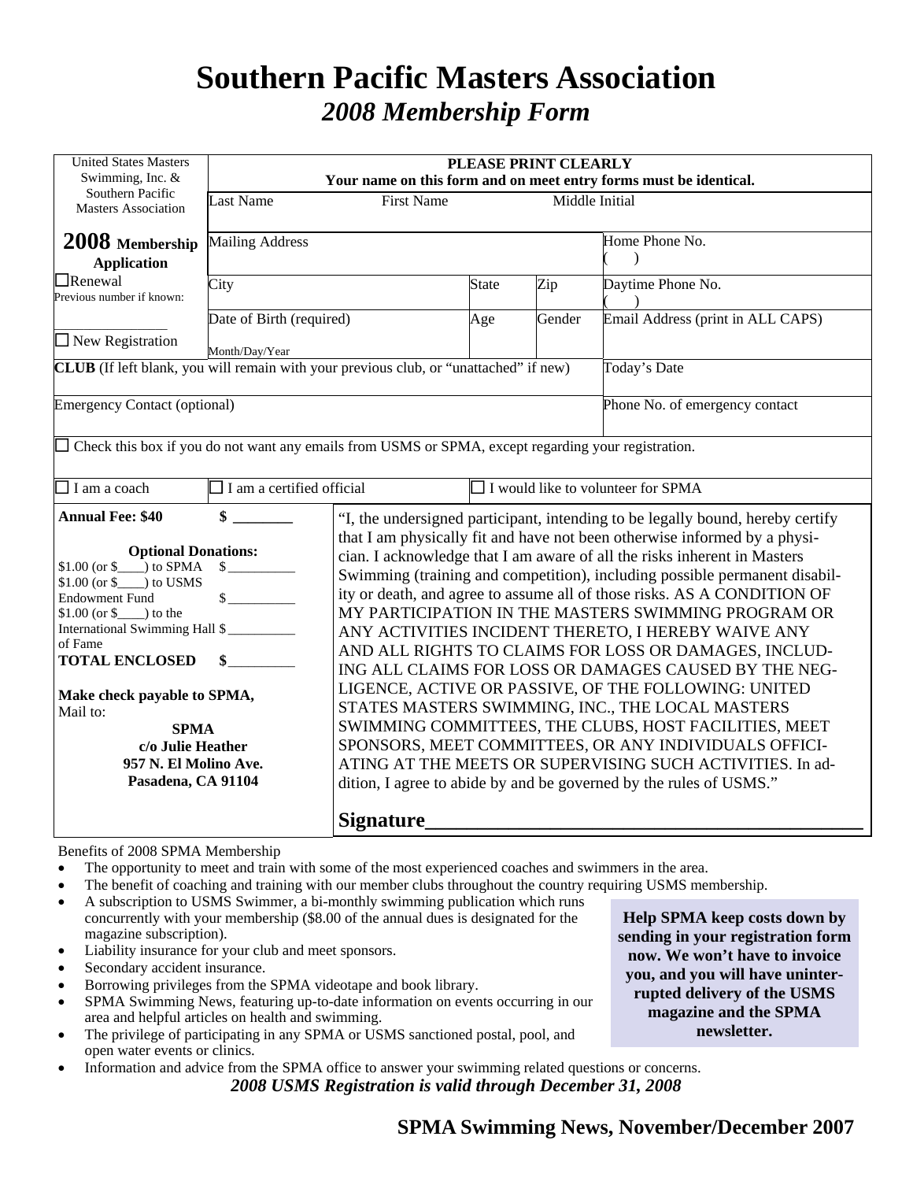# Southern Pacific Masters Association

## *2008 Membership Form*

United States Masters Swimming, Inc. & Southern Pacific Masters Association

**2008 Membership Application**

☐ Renewal
Previous number if known: ________________

☐ New Registration

**PLEASE PRINT CLEARLY**
**Your name on this form and on meet entry forms must be identical.**

| Last Name | First Name | Middle Initial | |
|---|---|---|---|
| Mailing Address | | | Home Phone No. ( ) |
| City | State | Zip | Daytime Phone No. ( ) |
| Date of Birth (required) Month/Day/Year | Age | Gender | Email Address (print in ALL CAPS) |
| **CLUB** (If left blank, you will remain with your previous club, or "unattached" if new) | | | Today's Date |
| Emergency Contact (optional) | | | Phone No. of emergency contact |

☐ Check this box if you do not want any emails from USMS or SPMA, except regarding your registration.

☐ I am a coach    ☐ I am a certified official    ☐ I would like to volunteer for SPMA

**Annual Fee: $40** **$ ________**

**Optional Donations:**
$1.00 (or $____) to SPMA $__________
$1.00 (or $____) to USMS Endowment Fund $__________
$1.00 (or $____) to the International Swimming Hall of Fame $__________
**TOTAL ENCLOSED $__________**

**Make check payable to SPMA,**
Mail to:
**SPMA**
**c/o Julie Heather**
**957 N. El Molino Ave.**
**Pasadena, CA 91104**

"I, the undersigned participant, intending to be legally bound, hereby certify that I am physically fit and have not been otherwise informed by a physician. I acknowledge that I am aware of all the risks inherent in Masters Swimming (training and competition), including possible permanent disability or death, and agree to assume all of those risks. AS A CONDITION OF MY PARTICIPATION IN THE MASTERS SWIMMING PROGRAM OR ANY ACTIVITIES INCIDENT THERETO, I HEREBY WAIVE ANY AND ALL RIGHTS TO CLAIMS FOR LOSS OR DAMAGES, INCLUDING ALL CLAIMS FOR LOSS OR DAMAGES CAUSED BY THE NEGLIGENCE, ACTIVE OR PASSIVE, OF THE FOLLOWING: UNITED STATES MASTERS SWIMMING, INC., THE LOCAL MASTERS SWIMMING COMMITTEES, THE CLUBS, HOST FACILITIES, MEET SPONSORS, MEET COMMITTEES, OR ANY INDIVIDUALS OFFICIATING AT THE MEETS OR SUPERVISING SUCH ACTIVITIES. In addition, I agree to abide by and be governed by the rules of USMS."

**Signature__________________________________________**

Benefits of 2008 SPMA Membership

- The opportunity to meet and train with some of the most experienced coaches and swimmers in the area.
- The benefit of coaching and training with our member clubs throughout the country requiring USMS membership.
- A subscription to USMS Swimmer, a bi-monthly swimming publication which runs concurrently with your membership ($8.00 of the annual dues is designated for the magazine subscription).
- Liability insurance for your club and meet sponsors.
- Secondary accident insurance.
- Borrowing privileges from the SPMA videotape and book library.
- SPMA Swimming News, featuring up-to-date information on events occurring in our area and helpful articles on health and swimming.
- The privilege of participating in any SPMA or USMS sanctioned postal, pool, and open water events or clinics.
- Information and advice from the SPMA office to answer your swimming related questions or concerns.

**Help SPMA keep costs down by sending in your registration form now. We won't have to invoice you, and you will have uninterrupted delivery of the USMS magazine and the SPMA newsletter.**

***2008 USMS Registration is valid through December 31, 2008***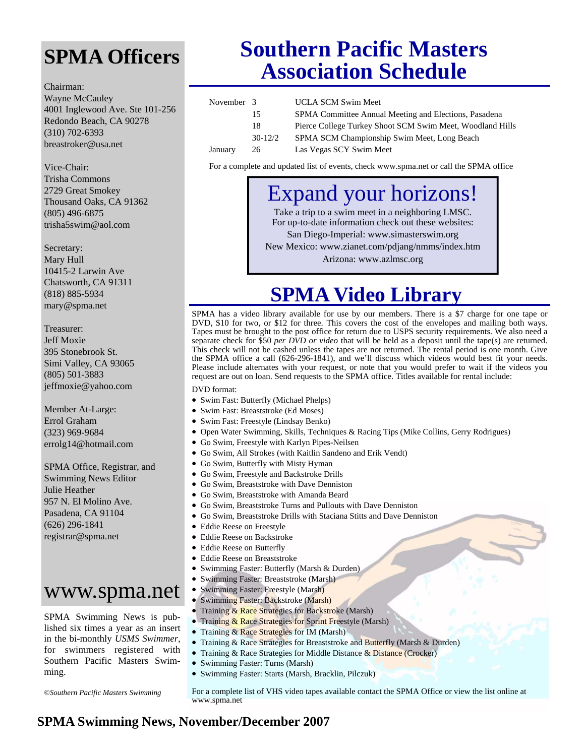# SPMA Officers

Chairman:
Wayne McCauley
4001 Inglewood Ave. Ste 101-256
Redondo Beach, CA 90278
(310) 702-6393
breastroker@usa.net

Vice-Chair:
Trisha Commons
2729 Great Smokey
Thousand Oaks, CA 91362
(805) 496-6875
trisha5swim@aol.com

Secretary:
Mary Hull
10415-2 Larwin Ave
Chatsworth, CA 91311
(818) 885-5934
mary@spma.net

Treasurer:
Jeff Moxie
395 Stonebrook St.
Simi Valley, CA 93065
(805) 501-3883
jeffmoxie@yahoo.com

Member At-Large:
Errol Graham
(323) 969-9684
errolg14@hotmail.com

SPMA Office, Registrar, and Swimming News Editor
Julie Heather
957 N. El Molino Ave.
Pasadena, CA 91104
(626) 296-1841
registrar@spma.net

## www.spma.net

SPMA Swimming News is published six times a year as an insert in the bi-monthly *USMS Swimmer*, for swimmers registered with Southern Pacific Masters Swimming.

*©Southern Pacific Masters Swimming*

# Southern Pacific Masters Association Schedule

| | | |
|---|---|---|
| November | 3 | UCLA SCM Swim Meet |
| | 15 | SPMA Committee Annual Meeting and Elections, Pasadena |
| | 18 | Pierce College Turkey Shoot SCM Swim Meet, Woodland Hills |
| | 30-12/2 | SPMA SCM Championship Swim Meet, Long Beach |
| January | 26 | Las Vegas SCY Swim Meet |

For a complete and updated list of events, check www.spma.net or call the SPMA office

## Expand your horizons!

Take a trip to a swim meet in a neighboring LMSC.
For up-to-date information check out these websites:
San Diego-Imperial: www.simasterswim.org
New Mexico: www.zianet.com/pdjang/nmms/index.htm
Arizona: www.azlmsc.org

# SPMA Video Library

SPMA has a video library available for use by our members. There is a $7 charge for one tape or DVD, $10 for two, or $12 for three. This covers the cost of the envelopes and mailing both ways. Tapes must be brought to the post office for return due to USPS security requirements. We also need a separate check for $50 *per DVD or video* that will be held as a deposit until the tape(s) are returned. This check will not be cashed unless the tapes are not returned. The rental period is one month. Give the SPMA office a call (626-296-1841), and we'll discuss which videos would best fit your needs. Please include alternates with your request, or note that you would prefer to wait if the videos you request are out on loan. Send requests to the SPMA office. Titles available for rental include:

DVD format:

- Swim Fast: Butterfly (Michael Phelps)
- Swim Fast: Breaststroke (Ed Moses)
- Swim Fast: Freestyle (Lindsay Benko)
- Open Water Swimming, Skills, Techniques & Racing Tips (Mike Collins, Gerry Rodrigues)
- Go Swim, Freestyle with Karlyn Pipes-Neilsen
- Go Swim, All Strokes (with Kaitlin Sandeno and Erik Vendt)
- Go Swim, Butterfly with Misty Hyman
- Go Swim, Freestyle and Backstroke Drills
- Go Swim, Breaststroke with Dave Denniston
- Go Swim, Breaststroke with Amanda Beard
- Go Swim, Breaststroke Turns and Pullouts with Dave Denniston
- Go Swim, Breaststroke Drills with Staciana Stitts and Dave Denniston
- Eddie Reese on Freestyle
- Eddie Reese on Backstroke
- Eddie Reese on Butterfly
- Eddie Reese on Breaststroke
- Swimming Faster: Butterfly (Marsh & Durden)
- Swimming Faster: Breaststroke (Marsh)
- Swimming Faster: Freestyle (Marsh)
- Swimming Faster: Backstroke (Marsh)
- Training & Race Strategies for Backstroke (Marsh)
- Training & Race Strategies for Sprint Freestyle (Marsh)
- Training & Race Strategies for IM (Marsh)
- Training & Race Strategies for Breaststroke and Butterfly (Marsh & Durden)
- Training & Race Strategies for Middle Distance & Distance (Crocker)
- Swimming Faster: Turns (Marsh)
- Swimming Faster: Starts (Marsh, Bracklin, Pilczuk)

For a complete list of VHS video tapes available contact the SPMA Office or view the list online at www.spma.net

**SPMA Swimming News, November/December 2007**